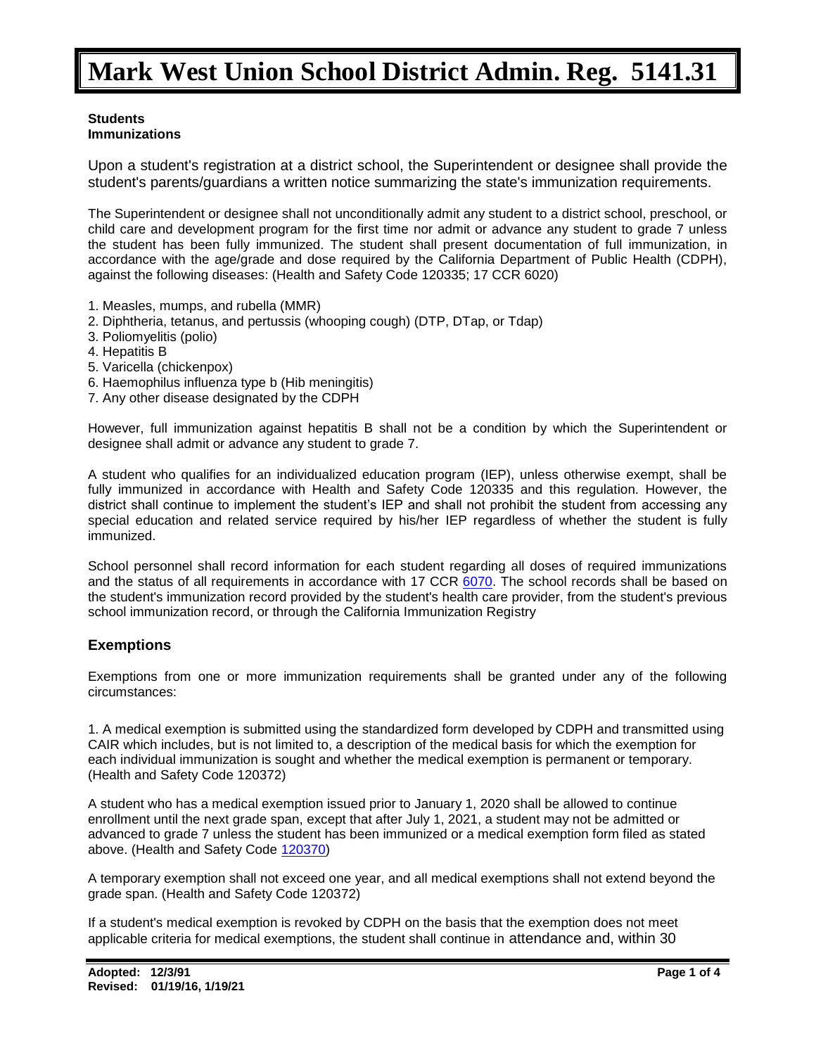# Mark West Union School District Admin. Reg. 5141.31

**Students**
**Immunizations**

Upon a student's registration at a district school, the Superintendent or designee shall provide the student's parents/guardians a written notice summarizing the state's immunization requirements.

The Superintendent or designee shall not unconditionally admit any student to a district school, preschool, or child care and development program for the first time nor admit or advance any student to grade 7 unless the student has been fully immunized. The student shall present documentation of full immunization, in accordance with the age/grade and dose required by the California Department of Public Health (CDPH), against the following diseases: (Health and Safety Code 120335; 17 CCR 6020)

1. Measles, mumps, and rubella (MMR)
2. Diphtheria, tetanus, and pertussis (whooping cough) (DTP, DTap, or Tdap)
3. Poliomyelitis (polio)
4. Hepatitis B
5. Varicella (chickenpox)
6. Haemophilus influenza type b (Hib meningitis)
7. Any other disease designated by the CDPH

However, full immunization against hepatitis B shall not be a condition by which the Superintendent or designee shall admit or advance any student to grade 7.

A student who qualifies for an individualized education program (IEP), unless otherwise exempt, shall be fully immunized in accordance with Health and Safety Code 120335 and this regulation. However, the district shall continue to implement the student's IEP and shall not prohibit the student from accessing any special education and related service required by his/her IEP regardless of whether the student is fully immunized.

School personnel shall record information for each student regarding all doses of required immunizations and the status of all requirements in accordance with 17 CCR 6070. The school records shall be based on the student's immunization record provided by the student's health care provider, from the student's previous school immunization record, or through the California Immunization Registry

## Exemptions

Exemptions from one or more immunization requirements shall be granted under any of the following circumstances:

1. A medical exemption is submitted using the standardized form developed by CDPH and transmitted using CAIR which includes, but is not limited to, a description of the medical basis for which the exemption for each individual immunization is sought and whether the medical exemption is permanent or temporary. (Health and Safety Code 120372)

A student who has a medical exemption issued prior to January 1, 2020 shall be allowed to continue enrollment until the next grade span, except that after July 1, 2021, a student may not be admitted or advanced to grade 7 unless the student has been immunized or a medical exemption form filed as stated above. (Health and Safety Code 120370)

A temporary exemption shall not exceed one year, and all medical exemptions shall not extend beyond the grade span. (Health and Safety Code 120372)

If a student's medical exemption is revoked by CDPH on the basis that the exemption does not meet applicable criteria for medical exemptions, the student shall continue in attendance and, within 30

**Adopted: 12/3/91**
**Revised: 01/19/16, 1/19/21**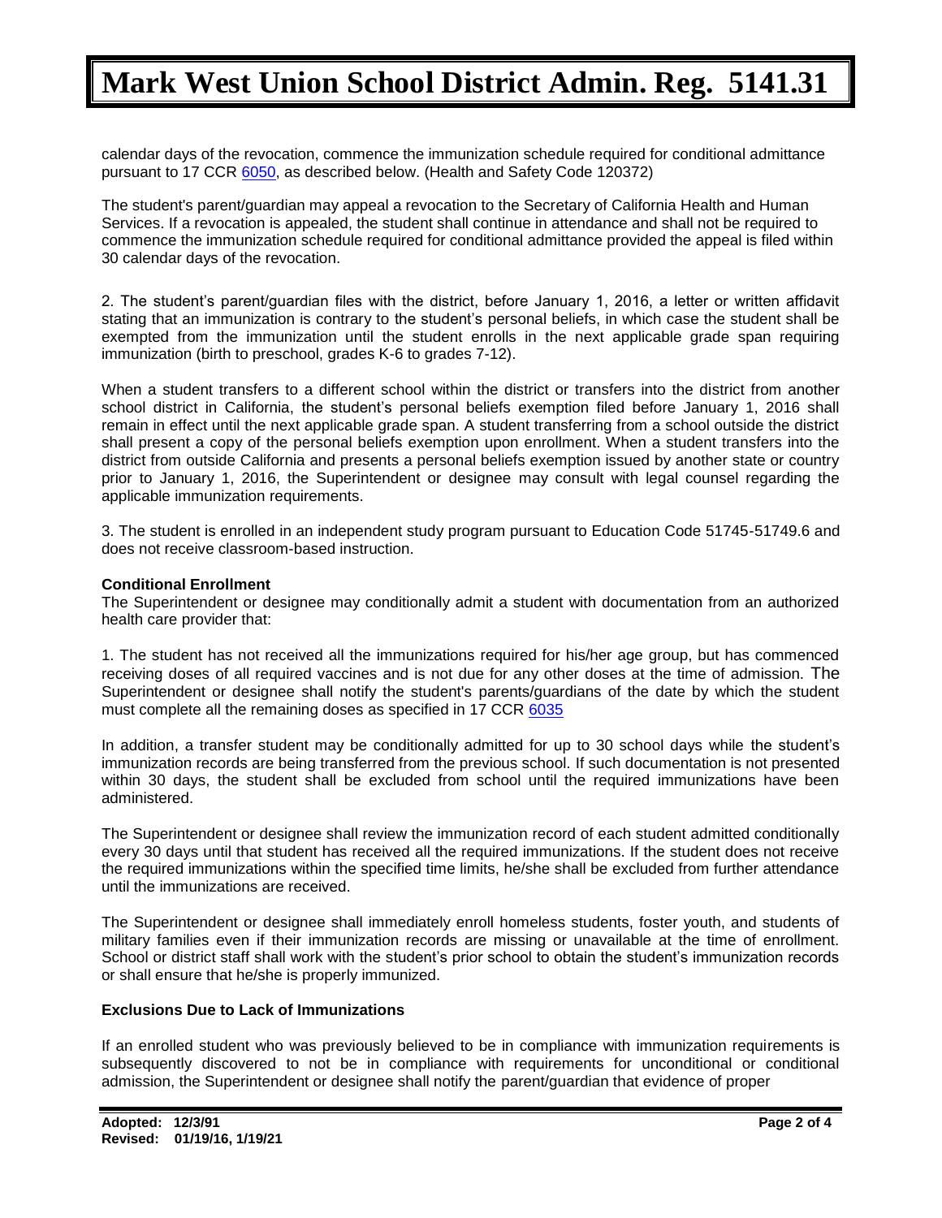calendar days of the revocation, commence the immunization schedule required for conditional admittance pursuant to 17 CCR 6050, as described below. (Health and Safety Code 120372)

The student's parent/guardian may appeal a revocation to the Secretary of California Health and Human Services. If a revocation is appealed, the student shall continue in attendance and shall not be required to commence the immunization schedule required for conditional admittance provided the appeal is filed within 30 calendar days of the revocation.

2. The student's parent/guardian files with the district, before January 1, 2016, a letter or written affidavit stating that an immunization is contrary to the student's personal beliefs, in which case the student shall be exempted from the immunization until the student enrolls in the next applicable grade span requiring immunization (birth to preschool, grades K-6 to grades 7-12).

When a student transfers to a different school within the district or transfers into the district from another school district in California, the student's personal beliefs exemption filed before January 1, 2016 shall remain in effect until the next applicable grade span. A student transferring from a school outside the district shall present a copy of the personal beliefs exemption upon enrollment. When a student transfers into the district from outside California and presents a personal beliefs exemption issued by another state or country prior to January 1, 2016, the Superintendent or designee may consult with legal counsel regarding the applicable immunization requirements.

3. The student is enrolled in an independent study program pursuant to Education Code 51745-51749.6 and does not receive classroom-based instruction.

**Conditional Enrollment**

The Superintendent or designee may conditionally admit a student with documentation from an authorized health care provider that:

1. The student has not received all the immunizations required for his/her age group, but has commenced receiving doses of all required vaccines and is not due for any other doses at the time of admission. The Superintendent or designee shall notify the student's parents/guardians of the date by which the student must complete all the remaining doses as specified in 17 CCR 6035

In addition, a transfer student may be conditionally admitted for up to 30 school days while the student's immunization records are being transferred from the previous school. If such documentation is not presented within 30 days, the student shall be excluded from school until the required immunizations have been administered.

The Superintendent or designee shall review the immunization record of each student admitted conditionally every 30 days until that student has received all the required immunizations. If the student does not receive the required immunizations within the specified time limits, he/she shall be excluded from further attendance until the immunizations are received.

The Superintendent or designee shall immediately enroll homeless students, foster youth, and students of military families even if their immunization records are missing or unavailable at the time of enrollment. School or district staff shall work with the student's prior school to obtain the student's immunization records or shall ensure that he/she is properly immunized.

**Exclusions Due to Lack of Immunizations**

If an enrolled student who was previously believed to be in compliance with immunization requirements is subsequently discovered to not be in compliance with requirements for unconditional or conditional admission, the Superintendent or designee shall notify the parent/guardian that evidence of proper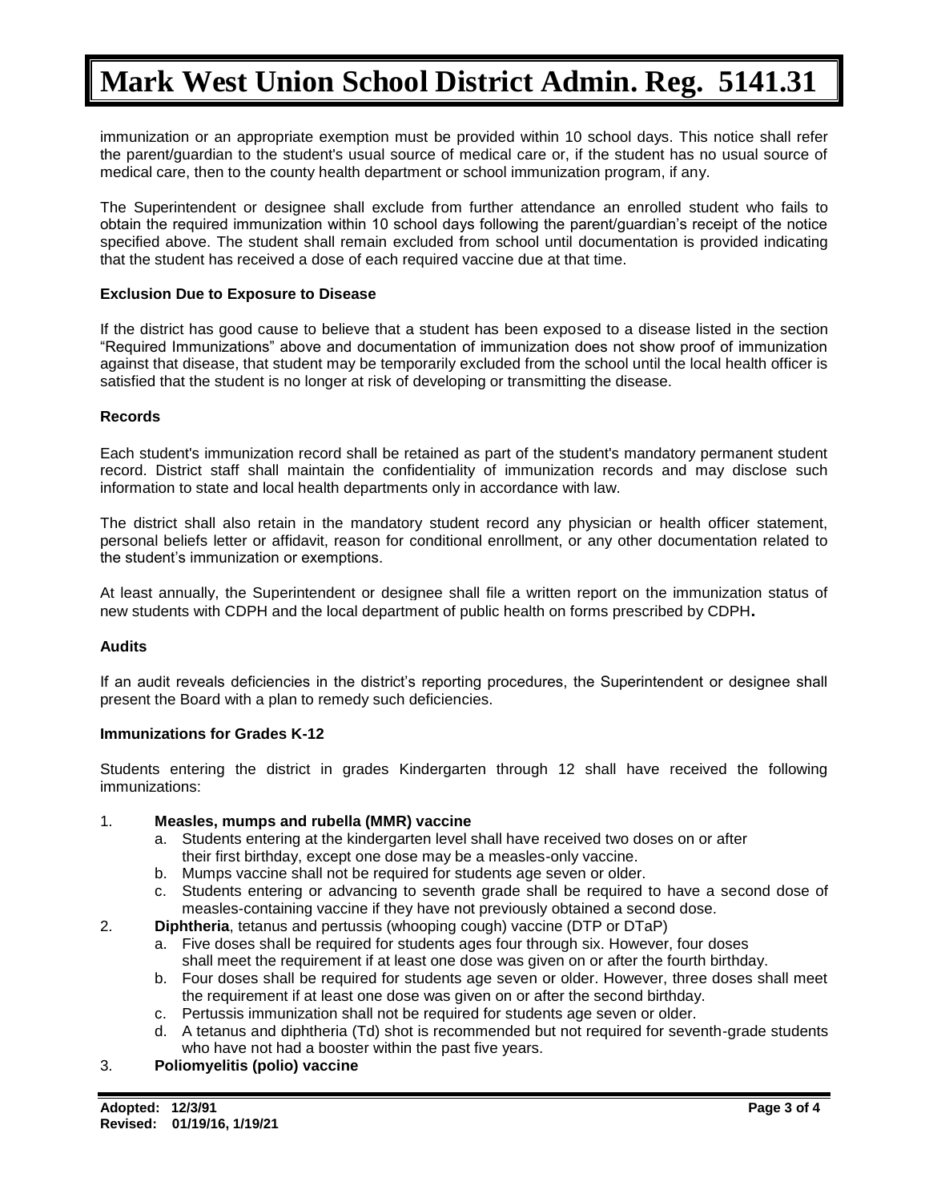immunization or an appropriate exemption must be provided within 10 school days. This notice shall refer the parent/guardian to the student's usual source of medical care or, if the student has no usual source of medical care, then to the county health department or school immunization program, if any.

The Superintendent or designee shall exclude from further attendance an enrolled student who fails to obtain the required immunization within 10 school days following the parent/guardian's receipt of the notice specified above. The student shall remain excluded from school until documentation is provided indicating that the student has received a dose of each required vaccine due at that time.

**Exclusion Due to Exposure to Disease**

If the district has good cause to believe that a student has been exposed to a disease listed in the section "Required Immunizations" above and documentation of immunization does not show proof of immunization against that disease, that student may be temporarily excluded from the school until the local health officer is satisfied that the student is no longer at risk of developing or transmitting the disease.

**Records**

Each student's immunization record shall be retained as part of the student's mandatory permanent student record. District staff shall maintain the confidentiality of immunization records and may disclose such information to state and local health departments only in accordance with law.

The district shall also retain in the mandatory student record any physician or health officer statement, personal beliefs letter or affidavit, reason for conditional enrollment, or any other documentation related to the student's immunization or exemptions.

At least annually, the Superintendent or designee shall file a written report on the immunization status of new students with CDPH and the local department of public health on forms prescribed by CDPH.

**Audits**

If an audit reveals deficiencies in the district's reporting procedures, the Superintendent or designee shall present the Board with a plan to remedy such deficiencies.

**Immunizations for Grades K-12**

Students entering the district in grades Kindergarten through 12 shall have received the following immunizations:

1. **Measles, mumps and rubella (MMR) vaccine**
   a. Students entering at the kindergarten level shall have received two doses on or after their first birthday, except one dose may be a measles-only vaccine.
   b. Mumps vaccine shall not be required for students age seven or older.
   c. Students entering or advancing to seventh grade shall be required to have a second dose of measles-containing vaccine if they have not previously obtained a second dose.
2. **Diphtheria**, tetanus and pertussis (whooping cough) vaccine (DTP or DTaP)
   a. Five doses shall be required for students ages four through six. However, four doses shall meet the requirement if at least one dose was given on or after the fourth birthday.
   b. Four doses shall be required for students age seven or older. However, three doses shall meet the requirement if at least one dose was given on or after the second birthday.
   c. Pertussis immunization shall not be required for students age seven or older.
   d. A tetanus and diphtheria (Td) shot is recommended but not required for seventh-grade students who have not had a booster within the past five years.
3. **Poliomyelitis (polio) vaccine**

**Adopted: 12/3/91**
**Revised: 01/19/16, 1/19/21**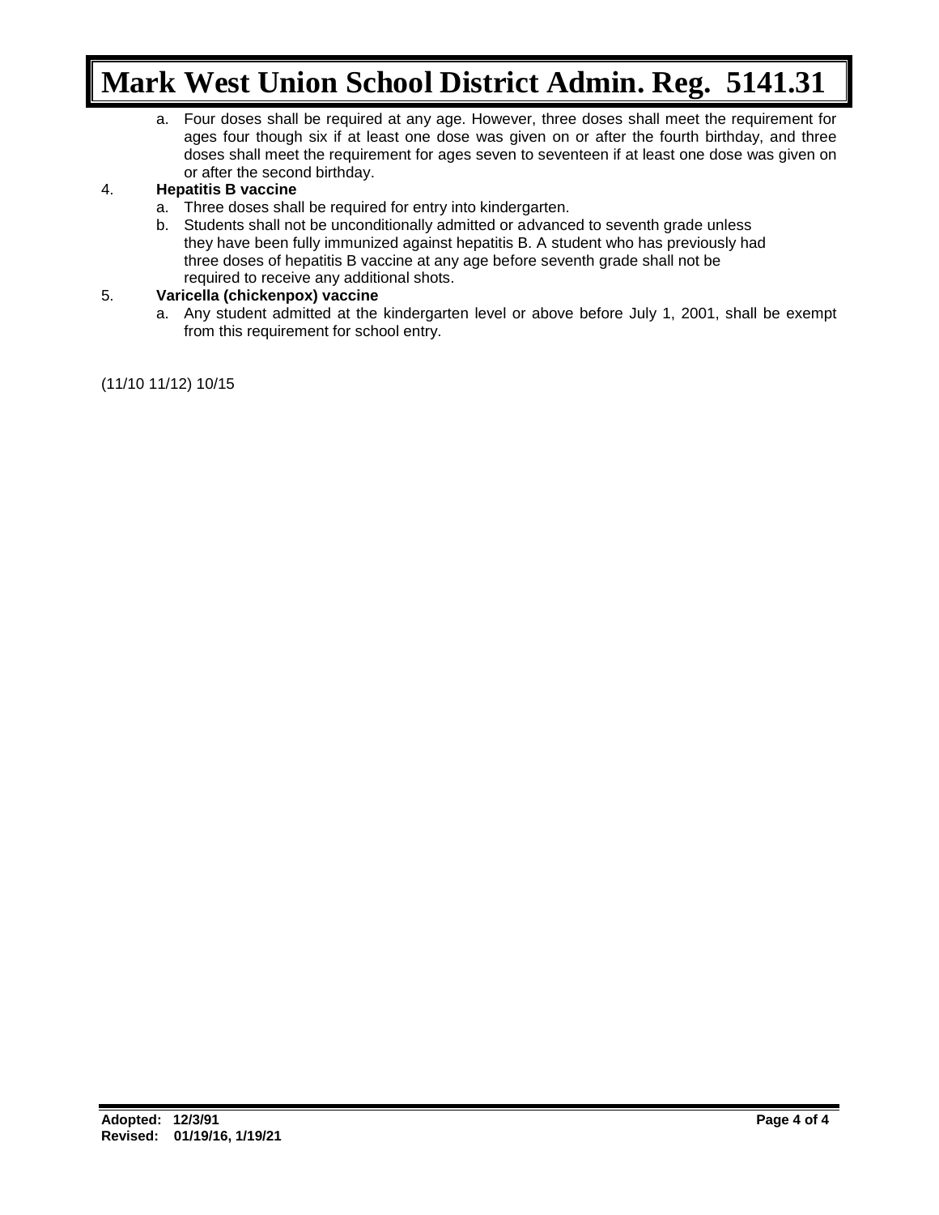a. Four doses shall be required at any age. However, three doses shall meet the requirement for ages four though six if at least one dose was given on or after the fourth birthday, and three doses shall meet the requirement for ages seven to seventeen if at least one dose was given on or after the second birthday.

4. **Hepatitis B vaccine**
   a. Three doses shall be required for entry into kindergarten.
   b. Students shall not be unconditionally admitted or advanced to seventh grade unless they have been fully immunized against hepatitis B. A student who has previously had three doses of hepatitis B vaccine at any age before seventh grade shall not be required to receive any additional shots.

5. **Varicella (chickenpox) vaccine**
   a. Any student admitted at the kindergarten level or above before July 1, 2001, shall be exempt from this requirement for school entry.

(11/10 11/12) 10/15

**Adopted: 12/3/91**
**Revised: 01/19/16, 1/19/21**